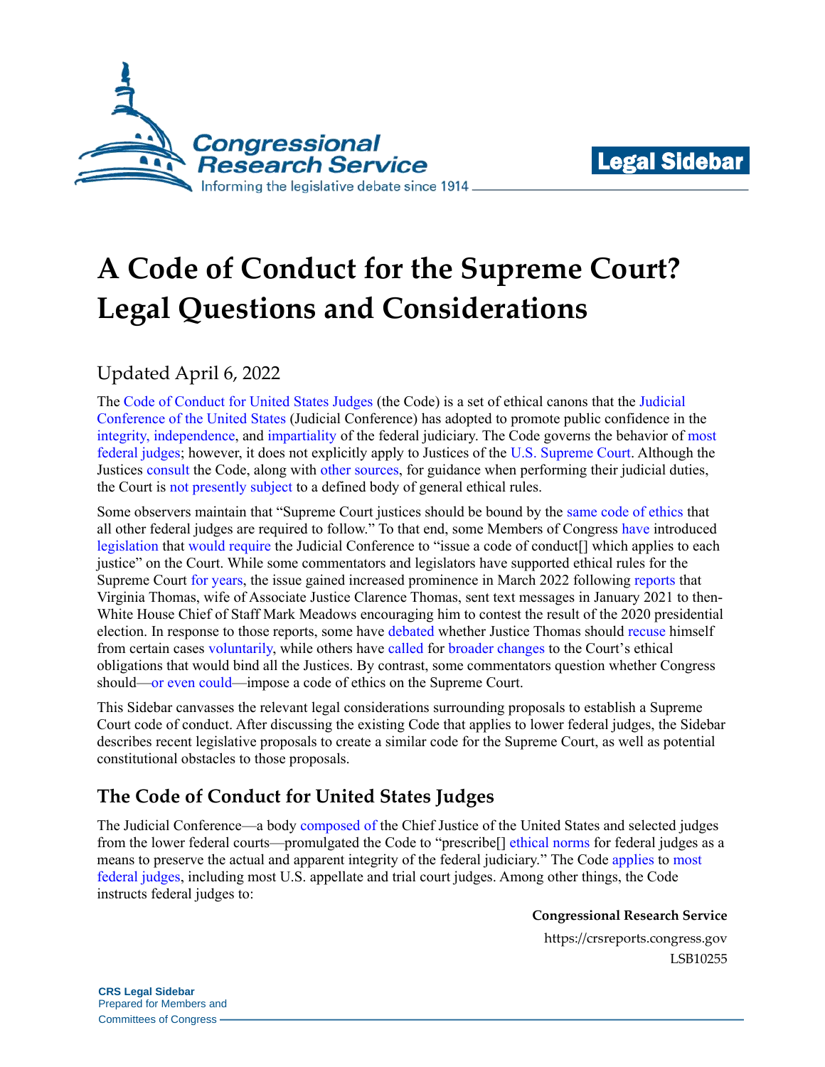Legal Sidebar

# A Code of Conduct for the Supreme Court? Legal Questions and Considerations

Updated April 6, 2022

The Code of Conduct for United States Judges (the Code) is a set of ethical canons that the Judicial Conference of the United States (Judicial Conference) has adopted to promote public confidence in the integrity, independence, and impartiality of the federal judiciary. The Code governs the behavior of most federal judges; however, it does not explicitly apply to Justices of the U.S. Supreme Court. Although the Justices consult the Code, along with other sources, for guidance when performing their judicial duties, the Court is not presently subject to a defined body of general ethical rules.

Some observers maintain that "Supreme Court justices should be bound by the same code of ethics that all other federal judges are required to follow." To that end, some Members of Congress have introduced legislation that would require the Judicial Conference to "issue a code of conduct[] which applies to each justice" on the Court. While some commentators and legislators have supported ethical rules for the Supreme Court for years, the issue gained increased prominence in March 2022 following reports that Virginia Thomas, wife of Associate Justice Clarence Thomas, sent text messages in January 2021 to then-White House Chief of Staff Mark Meadows encouraging him to contest the result of the 2020 presidential election. In response to those reports, some have debated whether Justice Thomas should recuse himself from certain cases voluntarily, while others have called for broader changes to the Court's ethical obligations that would bind all the Justices. By contrast, some commentators question whether Congress should—or even could—impose a code of ethics on the Supreme Court.

This Sidebar canvasses the relevant legal considerations surrounding proposals to establish a Supreme Court code of conduct. After discussing the existing Code that applies to lower federal judges, the Sidebar describes recent legislative proposals to create a similar code for the Supreme Court, as well as potential constitutional obstacles to those proposals.

## The Code of Conduct for United States Judges

The Judicial Conference—a body composed of the Chief Justice of the United States and selected judges from the lower federal courts—promulgated the Code to "prescribe[] ethical norms for federal judges as a means to preserve the actual and apparent integrity of the federal judiciary." The Code applies to most federal judges, including most U.S. appellate and trial court judges. Among other things, the Code instructs federal judges to:

**Congressional Research Service**

https://crsreports.congress.gov

LSB10255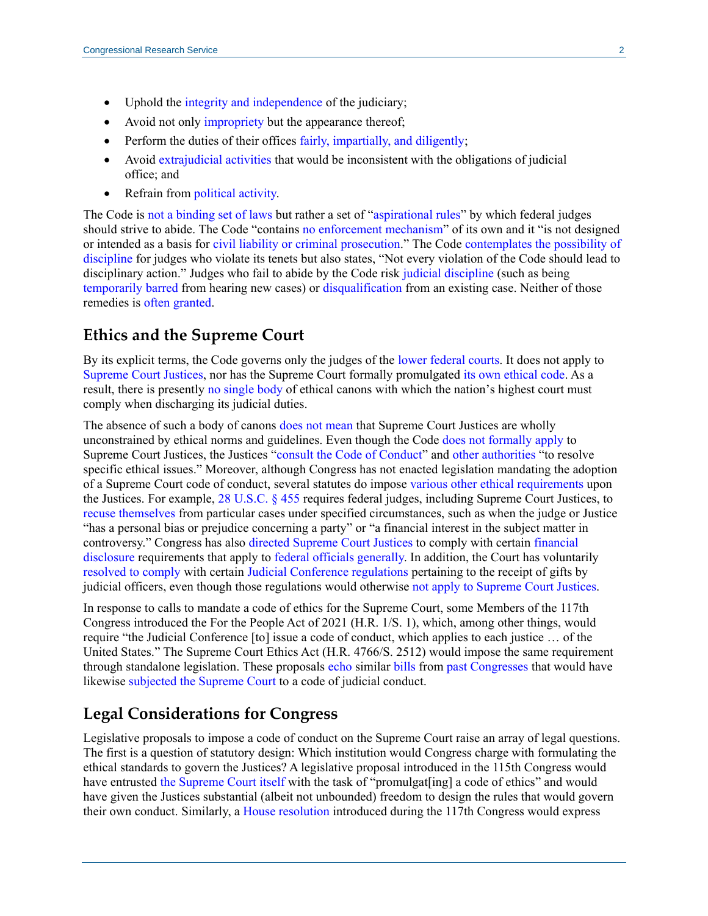- Uphold the integrity and independence of the judiciary;
- Avoid not only impropriety but the appearance thereof;
- Perform the duties of their offices fairly, impartially, and diligently;
- Avoid extrajudicial activities that would be inconsistent with the obligations of judicial office; and
- Refrain from political activity.

The Code is not a binding set of laws but rather a set of "aspirational rules" by which federal judges should strive to abide. The Code "contains no enforcement mechanism" of its own and it "is not designed or intended as a basis for civil liability or criminal prosecution." The Code contemplates the possibility of discipline for judges who violate its tenets but also states, "Not every violation of the Code should lead to disciplinary action." Judges who fail to abide by the Code risk judicial discipline (such as being temporarily barred from hearing new cases) or disqualification from an existing case. Neither of those remedies is often granted.

## Ethics and the Supreme Court

By its explicit terms, the Code governs only the judges of the lower federal courts. It does not apply to Supreme Court Justices, nor has the Supreme Court formally promulgated its own ethical code. As a result, there is presently no single body of ethical canons with which the nation's highest court must comply when discharging its judicial duties.

The absence of such a body of canons does not mean that Supreme Court Justices are wholly unconstrained by ethical norms and guidelines. Even though the Code does not formally apply to Supreme Court Justices, the Justices "consult the Code of Conduct" and other authorities "to resolve specific ethical issues." Moreover, although Congress has not enacted legislation mandating the adoption of a Supreme Court code of conduct, several statutes do impose various other ethical requirements upon the Justices. For example, 28 U.S.C. § 455 requires federal judges, including Supreme Court Justices, to recuse themselves from particular cases under specified circumstances, such as when the judge or Justice "has a personal bias or prejudice concerning a party" or "a financial interest in the subject matter in controversy." Congress has also directed Supreme Court Justices to comply with certain financial disclosure requirements that apply to federal officials generally. In addition, the Court has voluntarily resolved to comply with certain Judicial Conference regulations pertaining to the receipt of gifts by judicial officers, even though those regulations would otherwise not apply to Supreme Court Justices.

In response to calls to mandate a code of ethics for the Supreme Court, some Members of the 117th Congress introduced the For the People Act of 2021 (H.R. 1/S. 1), which, among other things, would require "the Judicial Conference [to] issue a code of conduct, which applies to each justice … of the United States." The Supreme Court Ethics Act (H.R. 4766/S. 2512) would impose the same requirement through standalone legislation. These proposals echo similar bills from past Congresses that would have likewise subjected the Supreme Court to a code of judicial conduct.

## Legal Considerations for Congress

Legislative proposals to impose a code of conduct on the Supreme Court raise an array of legal questions. The first is a question of statutory design: Which institution would Congress charge with formulating the ethical standards to govern the Justices? A legislative proposal introduced in the 115th Congress would have entrusted the Supreme Court itself with the task of "promulgat[ing] a code of ethics" and would have given the Justices substantial (albeit not unbounded) freedom to design the rules that would govern their own conduct. Similarly, a House resolution introduced during the 117th Congress would express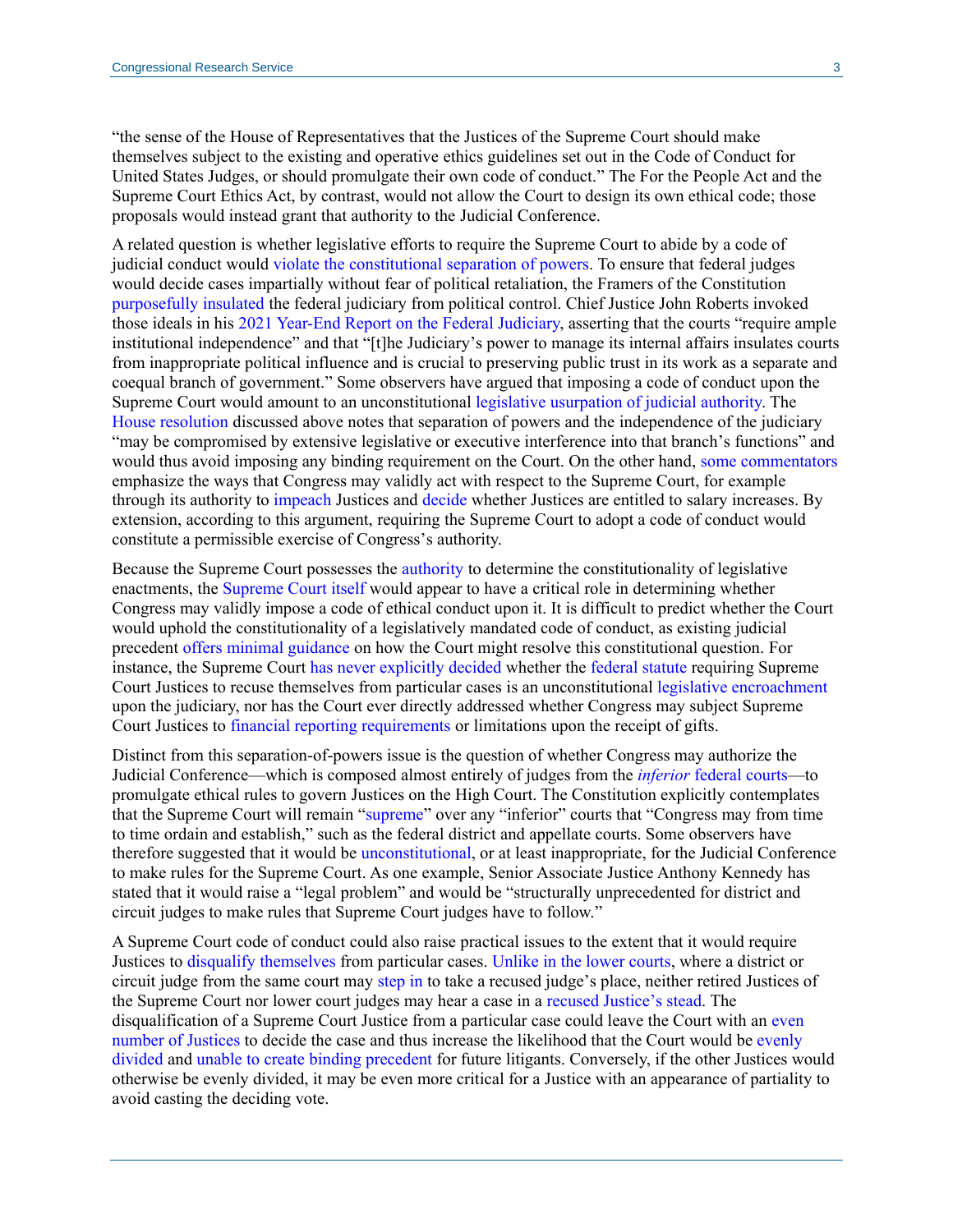"the sense of the House of Representatives that the Justices of the Supreme Court should make themselves subject to the existing and operative ethics guidelines set out in the Code of Conduct for United States Judges, or should promulgate their own code of conduct." The For the People Act and the Supreme Court Ethics Act, by contrast, would not allow the Court to design its own ethical code; those proposals would instead grant that authority to the Judicial Conference.

A related question is whether legislative efforts to require the Supreme Court to abide by a code of judicial conduct would violate the constitutional separation of powers. To ensure that federal judges would decide cases impartially without fear of political retaliation, the Framers of the Constitution purposefully insulated the federal judiciary from political control. Chief Justice John Roberts invoked those ideals in his 2021 Year-End Report on the Federal Judiciary, asserting that the courts "require ample institutional independence" and that "[t]he Judiciary's power to manage its internal affairs insulates courts from inappropriate political influence and is crucial to preserving public trust in its work as a separate and coequal branch of government." Some observers have argued that imposing a code of conduct upon the Supreme Court would amount to an unconstitutional legislative usurpation of judicial authority. The House resolution discussed above notes that separation of powers and the independence of the judiciary "may be compromised by extensive legislative or executive interference into that branch's functions" and would thus avoid imposing any binding requirement on the Court. On the other hand, some commentators emphasize the ways that Congress may validly act with respect to the Supreme Court, for example through its authority to impeach Justices and decide whether Justices are entitled to salary increases. By extension, according to this argument, requiring the Supreme Court to adopt a code of conduct would constitute a permissible exercise of Congress's authority.

Because the Supreme Court possesses the authority to determine the constitutionality of legislative enactments, the Supreme Court itself would appear to have a critical role in determining whether Congress may validly impose a code of ethical conduct upon it. It is difficult to predict whether the Court would uphold the constitutionality of a legislatively mandated code of conduct, as existing judicial precedent offers minimal guidance on how the Court might resolve this constitutional question. For instance, the Supreme Court has never explicitly decided whether the federal statute requiring Supreme Court Justices to recuse themselves from particular cases is an unconstitutional legislative encroachment upon the judiciary, nor has the Court ever directly addressed whether Congress may subject Supreme Court Justices to financial reporting requirements or limitations upon the receipt of gifts.

Distinct from this separation-of-powers issue is the question of whether Congress may authorize the Judicial Conference—which is composed almost entirely of judges from the *inferior* federal courts—to promulgate ethical rules to govern Justices on the High Court. The Constitution explicitly contemplates that the Supreme Court will remain "supreme" over any "inferior" courts that "Congress may from time to time ordain and establish," such as the federal district and appellate courts. Some observers have therefore suggested that it would be unconstitutional, or at least inappropriate, for the Judicial Conference to make rules for the Supreme Court. As one example, Senior Associate Justice Anthony Kennedy has stated that it would raise a "legal problem" and would be "structurally unprecedented for district and circuit judges to make rules that Supreme Court judges have to follow."

A Supreme Court code of conduct could also raise practical issues to the extent that it would require Justices to disqualify themselves from particular cases. Unlike in the lower courts, where a district or circuit judge from the same court may step in to take a recused judge's place, neither retired Justices of the Supreme Court nor lower court judges may hear a case in a recused Justice's stead. The disqualification of a Supreme Court Justice from a particular case could leave the Court with an even number of Justices to decide the case and thus increase the likelihood that the Court would be evenly divided and unable to create binding precedent for future litigants. Conversely, if the other Justices would otherwise be evenly divided, it may be even more critical for a Justice with an appearance of partiality to avoid casting the deciding vote.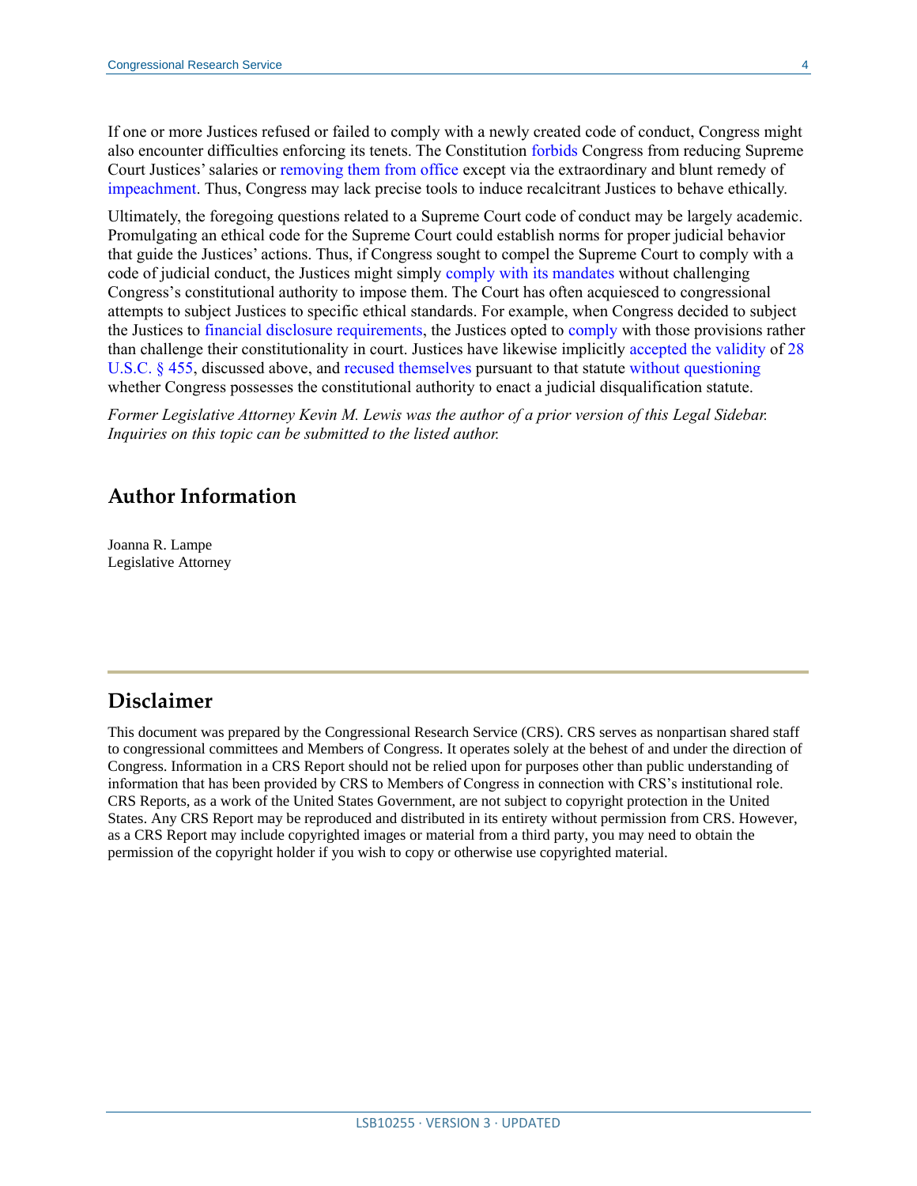If one or more Justices refused or failed to comply with a newly created code of conduct, Congress might also encounter difficulties enforcing its tenets. The Constitution forbids Congress from reducing Supreme Court Justices' salaries or removing them from office except via the extraordinary and blunt remedy of impeachment. Thus, Congress may lack precise tools to induce recalcitrant Justices to behave ethically.

Ultimately, the foregoing questions related to a Supreme Court code of conduct may be largely academic. Promulgating an ethical code for the Supreme Court could establish norms for proper judicial behavior that guide the Justices' actions. Thus, if Congress sought to compel the Supreme Court to comply with a code of judicial conduct, the Justices might simply comply with its mandates without challenging Congress's constitutional authority to impose them. The Court has often acquiesced to congressional attempts to subject Justices to specific ethical standards. For example, when Congress decided to subject the Justices to financial disclosure requirements, the Justices opted to comply with those provisions rather than challenge their constitutionality in court. Justices have likewise implicitly accepted the validity of 28 U.S.C. § 455, discussed above, and recused themselves pursuant to that statute without questioning whether Congress possesses the constitutional authority to enact a judicial disqualification statute.

*Former Legislative Attorney Kevin M. Lewis was the author of a prior version of this Legal Sidebar. Inquiries on this topic can be submitted to the listed author.*

## Author Information

Joanna R. Lampe
Legislative Attorney

## Disclaimer

This document was prepared by the Congressional Research Service (CRS). CRS serves as nonpartisan shared staff to congressional committees and Members of Congress. It operates solely at the behest of and under the direction of Congress. Information in a CRS Report should not be relied upon for purposes other than public understanding of information that has been provided by CRS to Members of Congress in connection with CRS's institutional role. CRS Reports, as a work of the United States Government, are not subject to copyright protection in the United States. Any CRS Report may be reproduced and distributed in its entirety without permission from CRS. However, as a CRS Report may include copyrighted images or material from a third party, you may need to obtain the permission of the copyright holder if you wish to copy or otherwise use copyrighted material.

LSB10255 · VERSION 3 · UPDATED